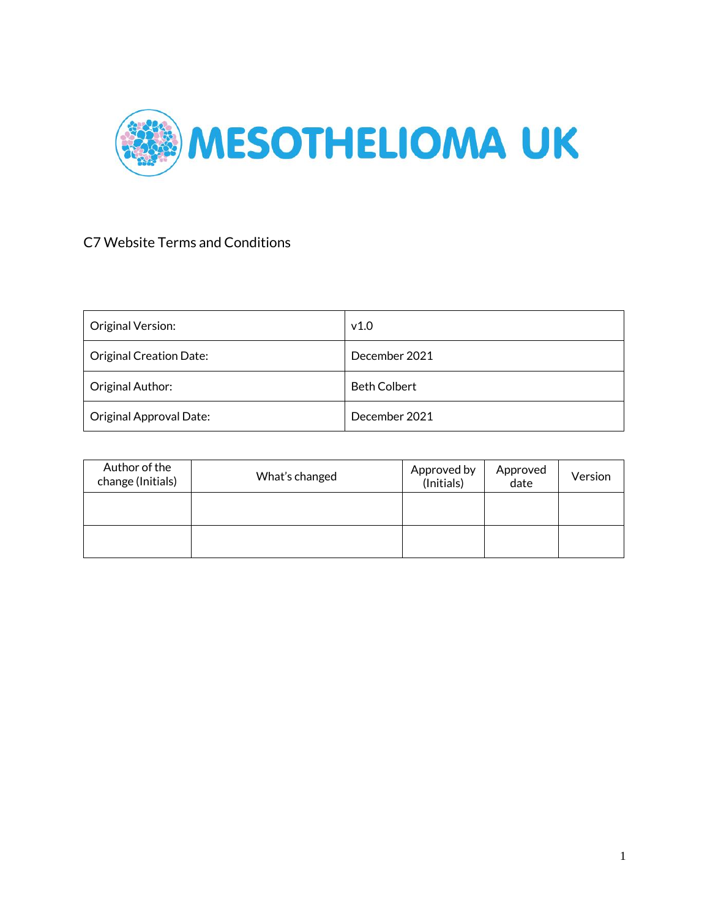# MESOTHELIOMA UK

## C7 Website Terms and Conditions

| Original Version: | v1.0 |
| --- | --- |
| Original Creation Date: | December 2021 |
| Original Author: | Beth Colbert |
| Original Approval Date: | December 2021 |

| Author of the change (Initials) | What's changed | Approved by (Initials) | Approved date | Version |
| --- | --- | --- | --- | --- |
| | | | | |
| | | | | |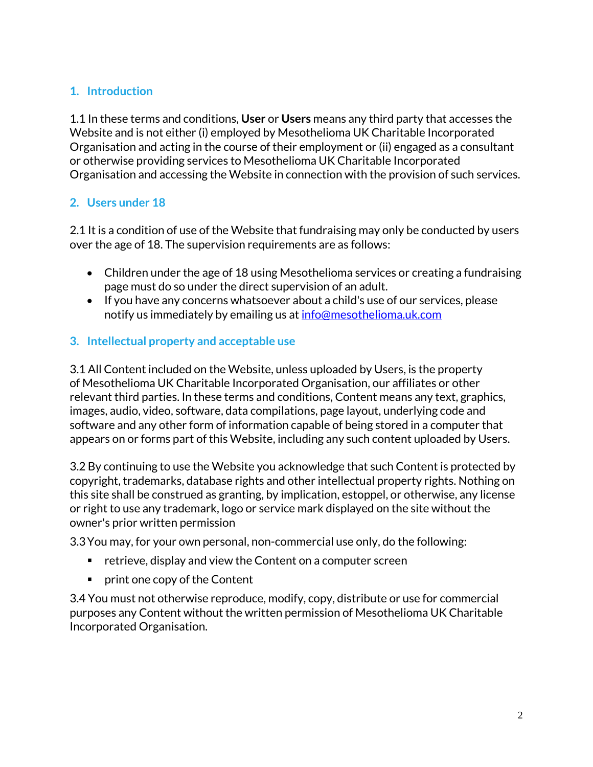## 1. Introduction

1.1 In these terms and conditions, **User** or **Users** means any third party that accesses the Website and is not either (i) employed by Mesothelioma UK Charitable Incorporated Organisation and acting in the course of their employment or (ii) engaged as a consultant or otherwise providing services to Mesothelioma UK Charitable Incorporated Organisation and accessing the Website in connection with the provision of such services.

## 2. Users under 18

2.1 It is a condition of use of the Website that fundraising may only be conducted by users over the age of 18. The supervision requirements are as follows:

- Children under the age of 18 using Mesothelioma services or creating a fundraising page must do so under the direct supervision of an adult.
- If you have any concerns whatsoever about a child's use of our services, please notify us immediately by emailing us at info@mesothelioma.uk.com

## 3. Intellectual property and acceptable use

3.1 All Content included on the Website, unless uploaded by Users, is the property of Mesothelioma UK Charitable Incorporated Organisation, our affiliates or other relevant third parties. In these terms and conditions, Content means any text, graphics, images, audio, video, software, data compilations, page layout, underlying code and software and any other form of information capable of being stored in a computer that appears on or forms part of this Website, including any such content uploaded by Users.

3.2 By continuing to use the Website you acknowledge that such Content is protected by copyright, trademarks, database rights and other intellectual property rights. Nothing on this site shall be construed as granting, by implication, estoppel, or otherwise, any license or right to use any trademark, logo or service mark displayed on the site without the owner's prior written permission

3.3 You may, for your own personal, non-commercial use only, do the following:

- retrieve, display and view the Content on a computer screen
- print one copy of the Content

3.4 You must not otherwise reproduce, modify, copy, distribute or use for commercial purposes any Content without the written permission of Mesothelioma UK Charitable Incorporated Organisation.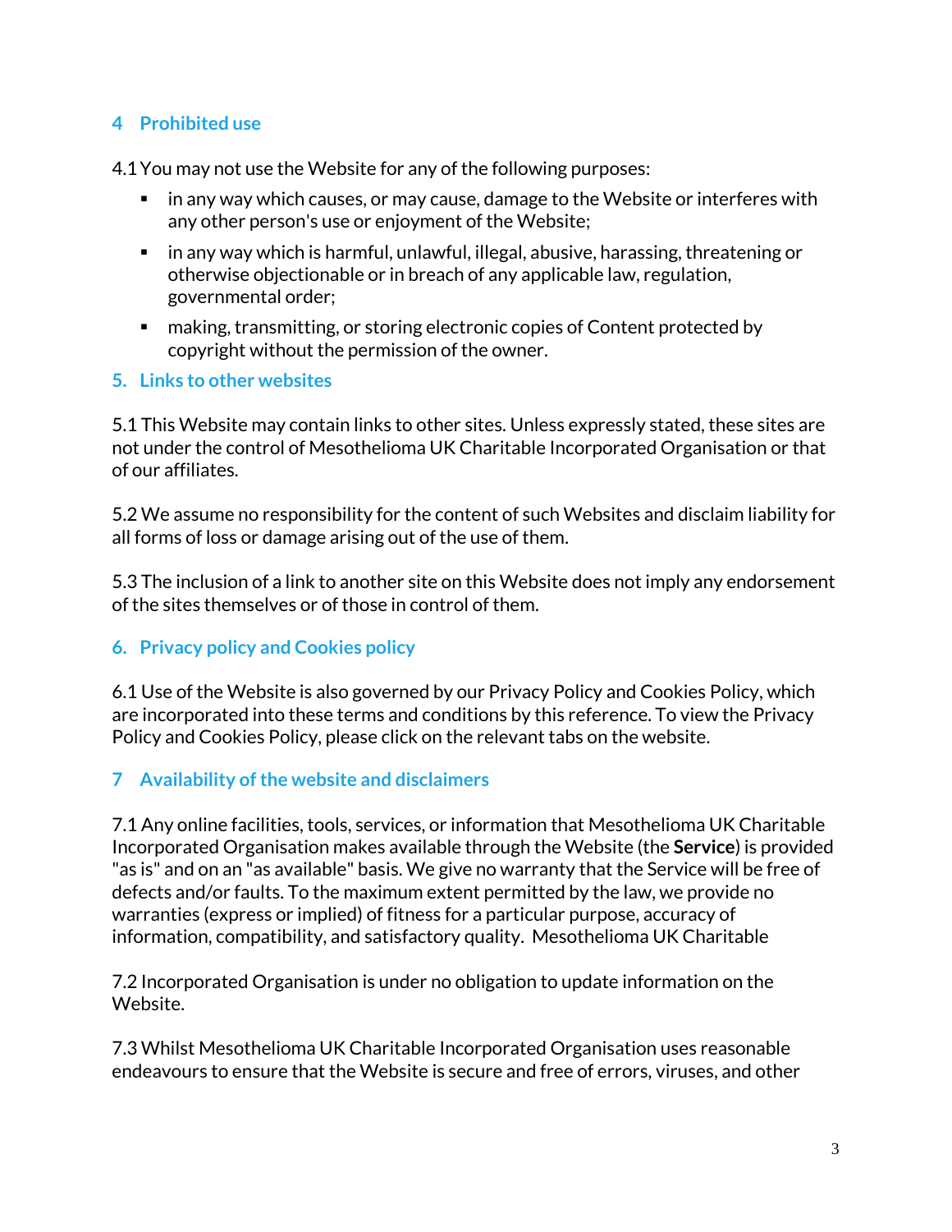## 4 Prohibited use

4.1 You may not use the Website for any of the following purposes:

- in any way which causes, or may cause, damage to the Website or interferes with any other person's use or enjoyment of the Website;
- in any way which is harmful, unlawful, illegal, abusive, harassing, threatening or otherwise objectionable or in breach of any applicable law, regulation, governmental order;
- making, transmitting, or storing electronic copies of Content protected by copyright without the permission of the owner.

## 5. Links to other websites

5.1 This Website may contain links to other sites. Unless expressly stated, these sites are not under the control of Mesothelioma UK Charitable Incorporated Organisation or that of our affiliates.

5.2 We assume no responsibility for the content of such Websites and disclaim liability for all forms of loss or damage arising out of the use of them.

5.3 The inclusion of a link to another site on this Website does not imply any endorsement of the sites themselves or of those in control of them.

## 6. Privacy policy and Cookies policy

6.1 Use of the Website is also governed by our Privacy Policy and Cookies Policy, which are incorporated into these terms and conditions by this reference. To view the Privacy Policy and Cookies Policy, please click on the relevant tabs on the website.

## 7 Availability of the website and disclaimers

7.1 Any online facilities, tools, services, or information that Mesothelioma UK Charitable Incorporated Organisation makes available through the Website (the **Service**) is provided "as is" and on an "as available" basis. We give no warranty that the Service will be free of defects and/or faults. To the maximum extent permitted by the law, we provide no warranties (express or implied) of fitness for a particular purpose, accuracy of information, compatibility, and satisfactory quality. Mesothelioma UK Charitable

7.2 Incorporated Organisation is under no obligation to update information on the Website.

7.3 Whilst Mesothelioma UK Charitable Incorporated Organisation uses reasonable endeavours to ensure that the Website is secure and free of errors, viruses, and other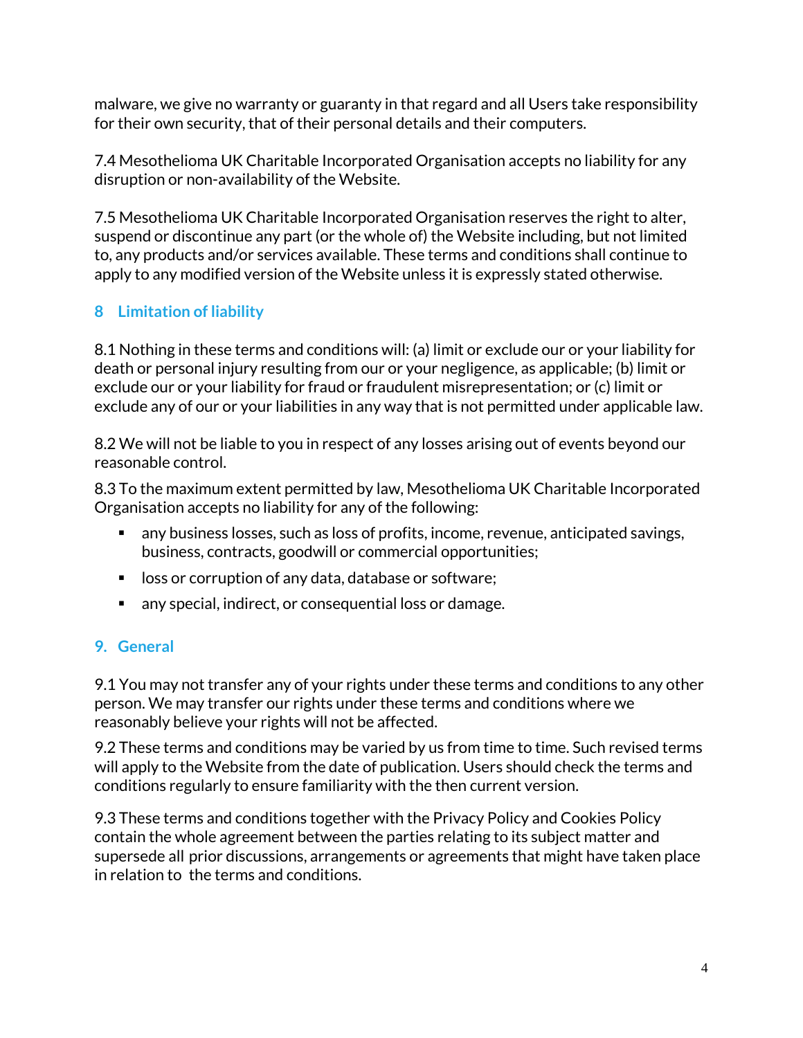malware, we give no warranty or guaranty in that regard and all Users take responsibility for their own security, that of their personal details and their computers.

7.4 Mesothelioma UK Charitable Incorporated Organisation accepts no liability for any disruption or non-availability of the Website.

7.5 Mesothelioma UK Charitable Incorporated Organisation reserves the right to alter, suspend or discontinue any part (or the whole of) the Website including, but not limited to, any products and/or services available. These terms and conditions shall continue to apply to any modified version of the Website unless it is expressly stated otherwise.

## 8 Limitation of liability

8.1 Nothing in these terms and conditions will: (a) limit or exclude our or your liability for death or personal injury resulting from our or your negligence, as applicable; (b) limit or exclude our or your liability for fraud or fraudulent misrepresentation; or (c) limit or exclude any of our or your liabilities in any way that is not permitted under applicable law.

8.2 We will not be liable to you in respect of any losses arising out of events beyond our reasonable control.

8.3 To the maximum extent permitted by law, Mesothelioma UK Charitable Incorporated Organisation accepts no liability for any of the following:

- any business losses, such as loss of profits, income, revenue, anticipated savings, business, contracts, goodwill or commercial opportunities;
- loss or corruption of any data, database or software;
- any special, indirect, or consequential loss or damage.

## 9. General

9.1 You may not transfer any of your rights under these terms and conditions to any other person. We may transfer our rights under these terms and conditions where we reasonably believe your rights will not be affected.

9.2 These terms and conditions may be varied by us from time to time. Such revised terms will apply to the Website from the date of publication. Users should check the terms and conditions regularly to ensure familiarity with the then current version.

9.3 These terms and conditions together with the Privacy Policy and Cookies Policy contain the whole agreement between the parties relating to its subject matter and supersede all prior discussions, arrangements or agreements that might have taken place in relation to the terms and conditions.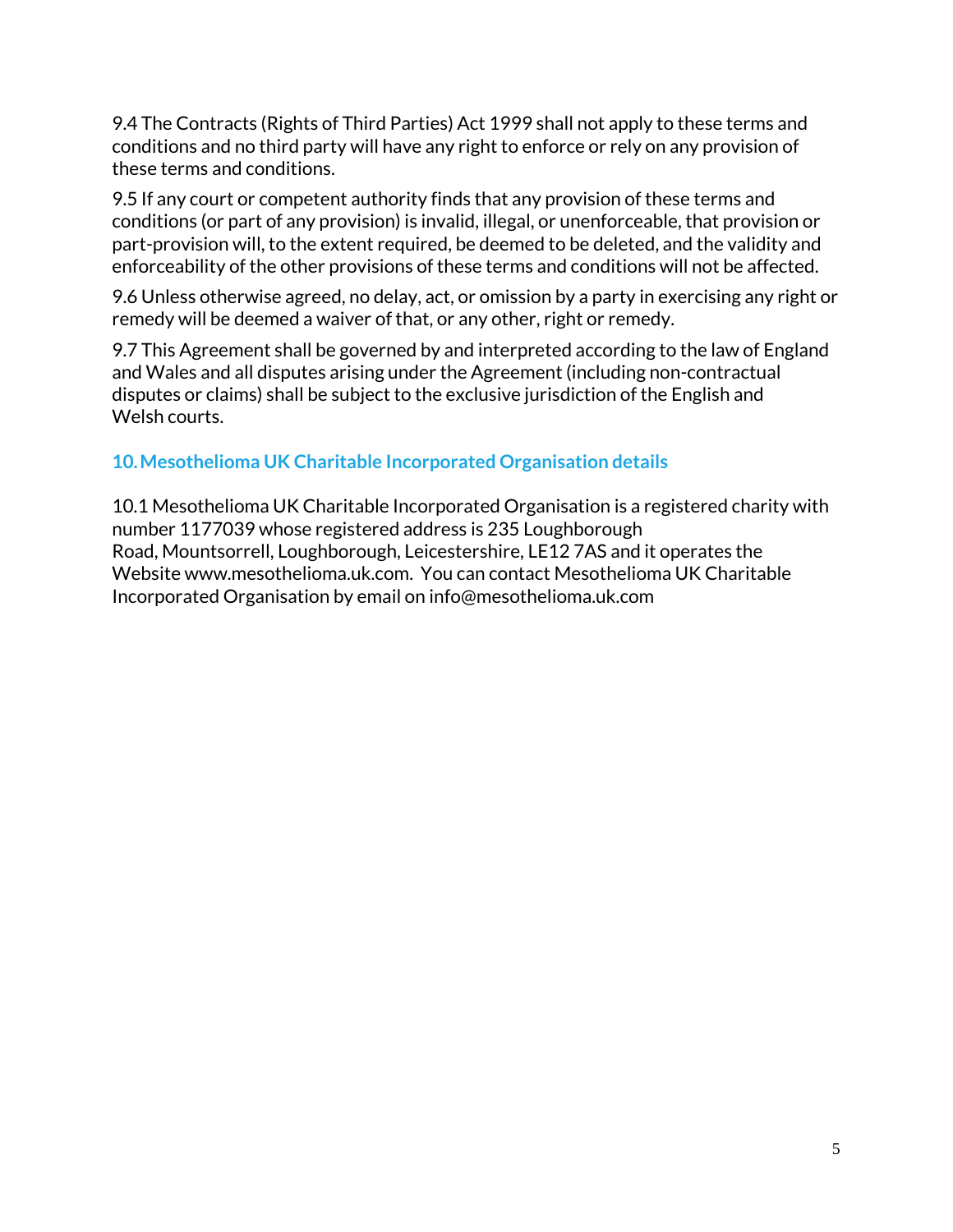9.4 The Contracts (Rights of Third Parties) Act 1999 shall not apply to these terms and conditions and no third party will have any right to enforce or rely on any provision of these terms and conditions.

9.5 If any court or competent authority finds that any provision of these terms and conditions (or part of any provision) is invalid, illegal, or unenforceable, that provision or part-provision will, to the extent required, be deemed to be deleted, and the validity and enforceability of the other provisions of these terms and conditions will not be affected.

9.6 Unless otherwise agreed, no delay, act, or omission by a party in exercising any right or remedy will be deemed a waiver of that, or any other, right or remedy.

9.7 This Agreement shall be governed by and interpreted according to the law of England and Wales and all disputes arising under the Agreement (including non-contractual disputes or claims) shall be subject to the exclusive jurisdiction of the English and Welsh courts.

## 10. Mesothelioma UK Charitable Incorporated Organisation details

10.1 Mesothelioma UK Charitable Incorporated Organisation is a registered charity with number 1177039 whose registered address is 235 Loughborough Road, Mountsorrell, Loughborough, Leicestershire, LE12 7AS and it operates the Website www.mesothelioma.uk.com. You can contact Mesothelioma UK Charitable Incorporated Organisation by email on info@mesothelioma.uk.com